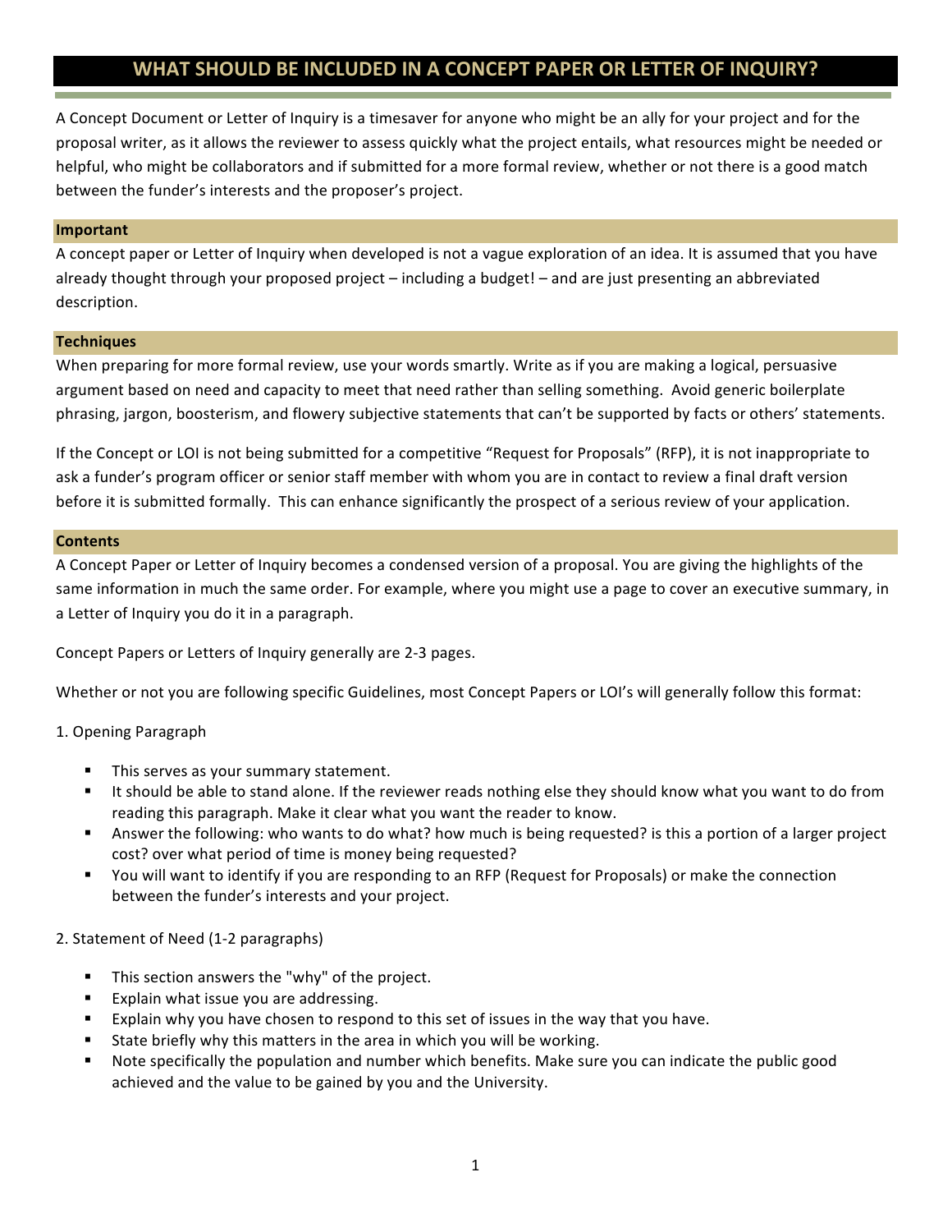# WHAT SHOULD BE INCLUDED IN A CONCEPT PAPER OR LETTER OF INQUIRY?

A Concept Document or Letter of Inquiry is a timesaver for anyone who might be an ally for your project and for the proposal writer, as it allows the reviewer to assess quickly what the project entails, what resources might be needed or helpful, who might be collaborators and if submitted for a more formal review, whether or not there is a good match between the funder's interests and the proposer's project.

## Important

A concept paper or Letter of Inquiry when developed is not a vague exploration of an idea. It is assumed that you have already thought through your proposed project – including a budget! – and are just presenting an abbreviated description.

## Techniques

When preparing for more formal review, use your words smartly. Write as if you are making a logical, persuasive argument based on need and capacity to meet that need rather than selling something. Avoid generic boilerplate phrasing, jargon, boosterism, and flowery subjective statements that can't be supported by facts or others' statements.

If the Concept or LOI is not being submitted for a competitive "Request for Proposals" (RFP), it is not inappropriate to ask a funder's program officer or senior staff member with whom you are in contact to review a final draft version before it is submitted formally. This can enhance significantly the prospect of a serious review of your application.

## Contents

A Concept Paper or Letter of Inquiry becomes a condensed version of a proposal. You are giving the highlights of the same information in much the same order. For example, where you might use a page to cover an executive summary, in a Letter of Inquiry you do it in a paragraph.

Concept Papers or Letters of Inquiry generally are 2-3 pages.

Whether or not you are following specific Guidelines, most Concept Papers or LOI's will generally follow this format:

1. Opening Paragraph

   - This serves as your summary statement.
   - It should be able to stand alone. If the reviewer reads nothing else they should know what you want to do from reading this paragraph. Make it clear what you want the reader to know.
   - Answer the following: who wants to do what? how much is being requested? is this a portion of a larger project cost? over what period of time is money being requested?
   - You will want to identify if you are responding to an RFP (Request for Proposals) or make the connection between the funder's interests and your project.

2. Statement of Need (1-2 paragraphs)

   - This section answers the "why" of the project.
   - Explain what issue you are addressing.
   - Explain why you have chosen to respond to this set of issues in the way that you have.
   - State briefly why this matters in the area in which you will be working.
   - Note specifically the population and number which benefits. Make sure you can indicate the public good achieved and the value to be gained by you and the University.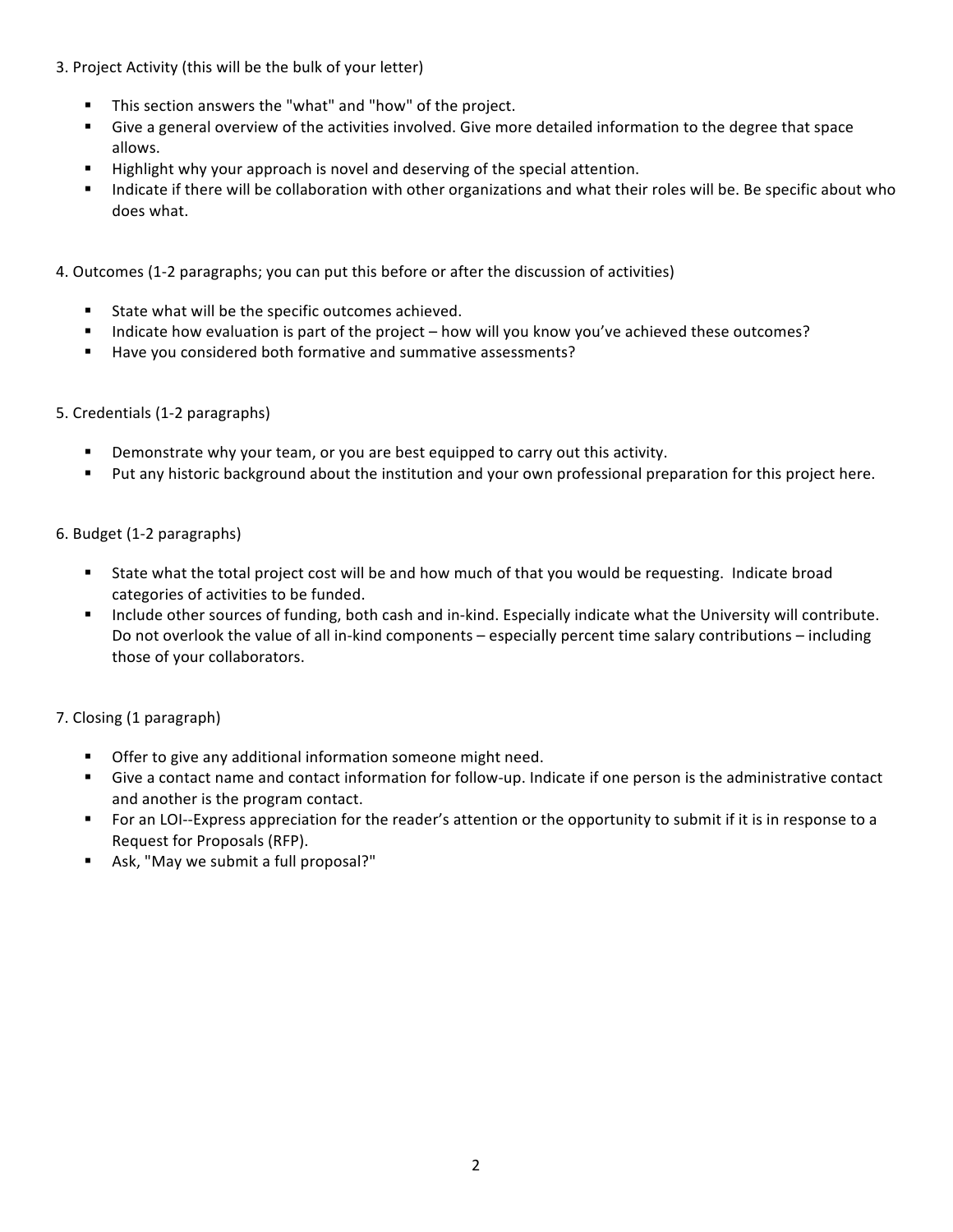3. Project Activity (this will be the bulk of your letter)

- This section answers the "what" and "how" of the project.
- Give a general overview of the activities involved. Give more detailed information to the degree that space allows.
- Highlight why your approach is novel and deserving of the special attention.
- Indicate if there will be collaboration with other organizations and what their roles will be. Be specific about who does what.

4. Outcomes (1-2 paragraphs; you can put this before or after the discussion of activities)

- State what will be the specific outcomes achieved.
- Indicate how evaluation is part of the project – how will you know you've achieved these outcomes?
- Have you considered both formative and summative assessments?

5. Credentials (1-2 paragraphs)

- Demonstrate why your team, or you are best equipped to carry out this activity.
- Put any historic background about the institution and your own professional preparation for this project here.

6. Budget (1-2 paragraphs)

- State what the total project cost will be and how much of that you would be requesting. Indicate broad categories of activities to be funded.
- Include other sources of funding, both cash and in-kind. Especially indicate what the University will contribute. Do not overlook the value of all in-kind components – especially percent time salary contributions – including those of your collaborators.

7. Closing (1 paragraph)

- Offer to give any additional information someone might need.
- Give a contact name and contact information for follow-up. Indicate if one person is the administrative contact and another is the program contact.
- For an LOI--Express appreciation for the reader's attention or the opportunity to submit if it is in response to a Request for Proposals (RFP).
- Ask, "May we submit a full proposal?"